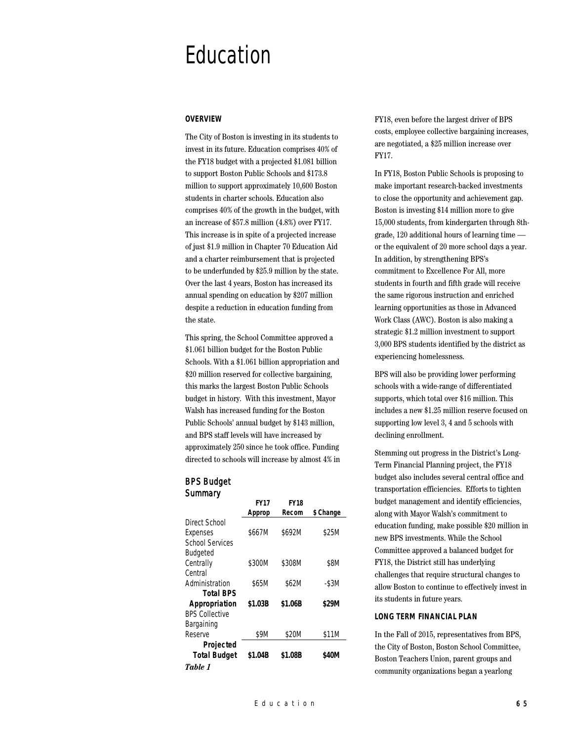# Education

## OVERVIEW

The City of Boston is investing in its students to invest in its future. Education comprises 40% of the FY18 budget with a projected $1.081 billion to support Boston Public Schools and $173.8 million to support approximately 10,600 Boston students in charter schools. Education also comprises 40% of the growth in the budget, with an increase of $57.8 million (4.8%) over FY17. This increase is in spite of a projected increase of just $1.9 million in Chapter 70 Education Aid and a charter reimbursement that is projected to be underfunded by $25.9 million by the state. Over the last 4 years, Boston has increased its annual spending on education by $207 million despite a reduction in education funding from the state.

This spring, the School Committee approved a $1.061 billion budget for the Boston Public Schools. With a $1.061 billion appropriation and $20 million reserved for collective bargaining, this marks the largest Boston Public Schools budget in history. With this investment, Mayor Walsh has increased funding for the Boston Public Schools' annual budget by $143 million, and BPS staff levels will have increased by approximately 250 since he took office. Funding directed to schools will increase by almost 4% in FY18, even before the largest driver of BPS costs, employee collective bargaining increases, are negotiated, a $25 million increase over FY17.

### BPS Budget Summary

| | FY17 Approp | FY18 Recom | $ Change |
|---|---|---|---|
| Direct School Expenses | $667M | $692M | $25M |
| School Services Budgeted Centrally | $300M | $308M | $8M |
| Central Administration | $65M | $62M | -$3M |
| **Total BPS Appropriation** | **$1.03B** | **$1.06B** | **$29M** |
| BPS Collective Bargaining Reserve | $9M | $20M | $11M |
| **Projected Total Budget** | **$1.04B** | **$1.08B** | **$40M** |

***Table 1***

In FY18, Boston Public Schools is proposing to make important research-backed investments to close the opportunity and achievement gap. Boston is investing $14 million more to give 15,000 students, from kindergarten through 8th-grade, 120 additional hours of learning time — or the equivalent of 20 more school days a year. In addition, by strengthening BPS's commitment to Excellence For All, more students in fourth and fifth grade will receive the same rigorous instruction and enriched learning opportunities as those in Advanced Work Class (AWC). Boston is also making a strategic $1.2 million investment to support 3,000 BPS students identified by the district as experiencing homelessness.

BPS will also be providing lower performing schools with a wide-range of differentiated supports, which total over $16 million. This includes a new $1.25 million reserve focused on supporting low level 3, 4 and 5 schools with declining enrollment.

Stemming out progress in the District's Long-Term Financial Planning project, the FY18 budget also includes several central office and transportation efficiencies. Efforts to tighten budget management and identify efficiencies, along with Mayor Walsh's commitment to education funding, make possible $20 million in new BPS investments. While the School Committee approved a balanced budget for FY18, the District still has underlying challenges that require structural changes to allow Boston to continue to effectively invest in its students in future years.

## LONG TERM FINANCIAL PLAN

In the Fall of 2015, representatives from BPS, the City of Boston, Boston School Committee, Boston Teachers Union, parent groups and community organizations began a yearlong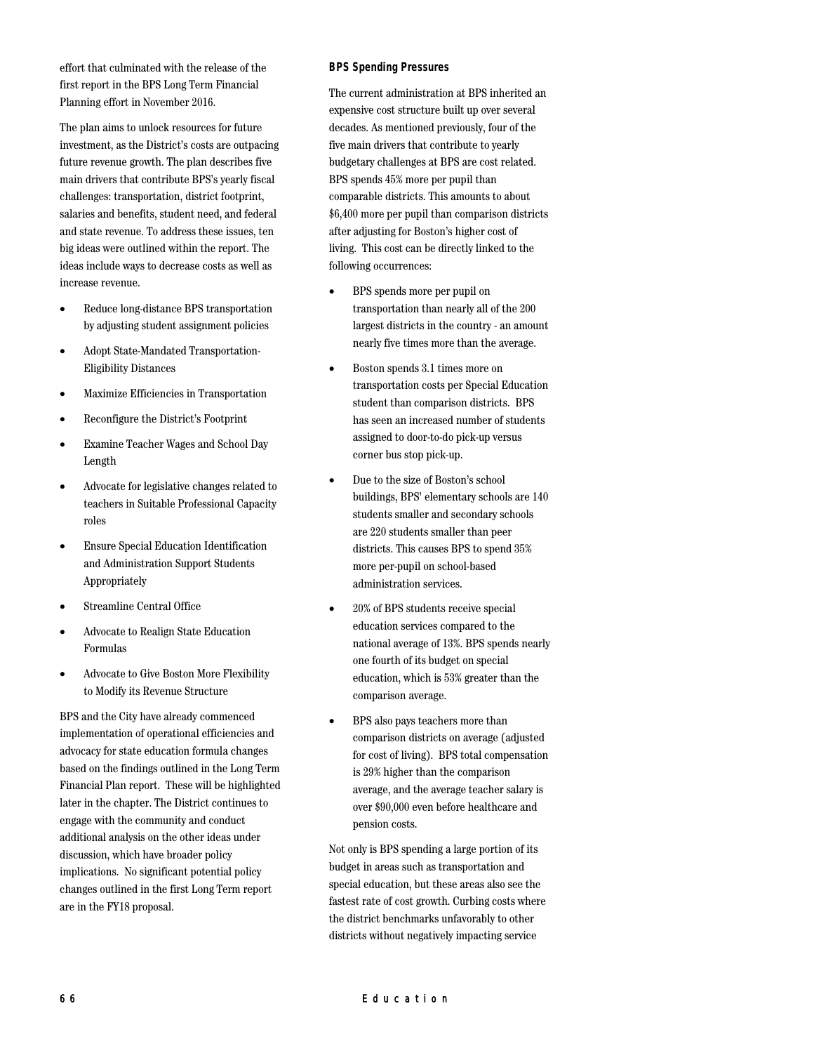effort that culminated with the release of the first report in the BPS Long Term Financial Planning effort in November 2016.

The plan aims to unlock resources for future investment, as the District's costs are outpacing future revenue growth. The plan describes five main drivers that contribute BPS's yearly fiscal challenges: transportation, district footprint, salaries and benefits, student need, and federal and state revenue. To address these issues, ten big ideas were outlined within the report. The ideas include ways to decrease costs as well as increase revenue.

- Reduce long-distance BPS transportation by adjusting student assignment policies
- Adopt State-Mandated Transportation-Eligibility Distances
- Maximize Efficiencies in Transportation
- Reconfigure the District's Footprint
- Examine Teacher Wages and School Day Length
- Advocate for legislative changes related to teachers in Suitable Professional Capacity roles
- Ensure Special Education Identification and Administration Support Students Appropriately
- Streamline Central Office
- Advocate to Realign State Education Formulas
- Advocate to Give Boston More Flexibility to Modify its Revenue Structure

BPS and the City have already commenced implementation of operational efficiencies and advocacy for state education formula changes based on the findings outlined in the Long Term Financial Plan report. These will be highlighted later in the chapter. The District continues to engage with the community and conduct additional analysis on the other ideas under discussion, which have broader policy implications. No significant potential policy changes outlined in the first Long Term report are in the FY18 proposal.

**BPS Spending Pressures**

The current administration at BPS inherited an expensive cost structure built up over several decades. As mentioned previously, four of the five main drivers that contribute to yearly budgetary challenges at BPS are cost related. BPS spends 45% more per pupil than comparable districts. This amounts to about $6,400 more per pupil than comparison districts after adjusting for Boston's higher cost of living. This cost can be directly linked to the following occurrences:

- BPS spends more per pupil on transportation than nearly all of the 200 largest districts in the country - an amount nearly five times more than the average.
- Boston spends 3.1 times more on transportation costs per Special Education student than comparison districts. BPS has seen an increased number of students assigned to door-to-do pick-up versus corner bus stop pick-up.
- Due to the size of Boston's school buildings, BPS' elementary schools are 140 students smaller and secondary schools are 220 students smaller than peer districts. This causes BPS to spend 35% more per-pupil on school-based administration services.
- 20% of BPS students receive special education services compared to the national average of 13%. BPS spends nearly one fourth of its budget on special education, which is 53% greater than the comparison average.
- BPS also pays teachers more than comparison districts on average (adjusted for cost of living). BPS total compensation is 29% higher than the comparison average, and the average teacher salary is over $90,000 even before healthcare and pension costs.

Not only is BPS spending a large portion of its budget in areas such as transportation and special education, but these areas also see the fastest rate of cost growth. Curbing costs where the district benchmarks unfavorably to other districts without negatively impacting service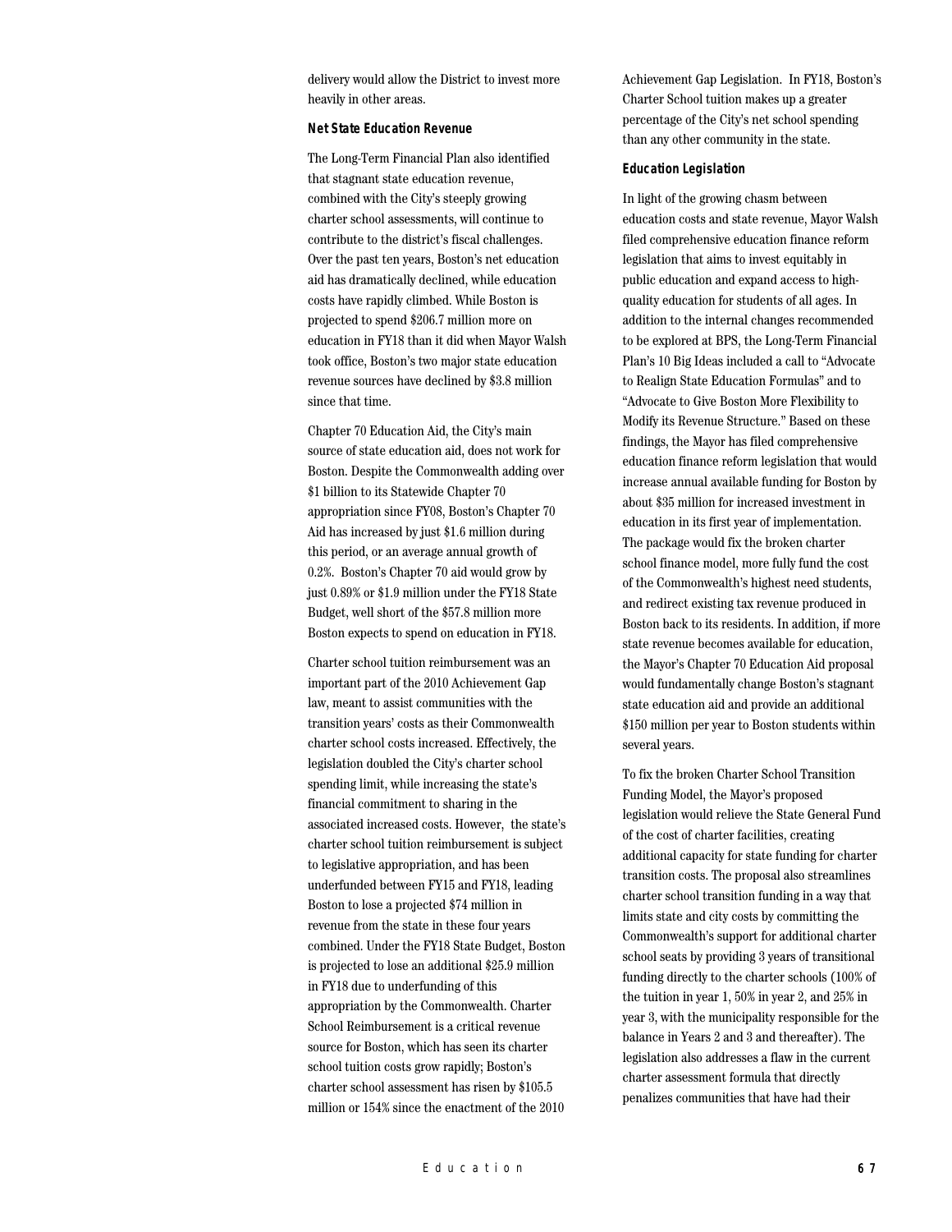delivery would allow the District to invest more heavily in other areas.

### Net State Education Revenue

The Long-Term Financial Plan also identified that stagnant state education revenue, combined with the City's steeply growing charter school assessments, will continue to contribute to the district's fiscal challenges. Over the past ten years, Boston's net education aid has dramatically declined, while education costs have rapidly climbed. While Boston is projected to spend $206.7 million more on education in FY18 than it did when Mayor Walsh took office, Boston's two major state education revenue sources have declined by $3.8 million since that time.

Chapter 70 Education Aid, the City's main source of state education aid, does not work for Boston. Despite the Commonwealth adding over $1 billion to its Statewide Chapter 70 appropriation since FY08, Boston's Chapter 70 Aid has increased by just $1.6 million during this period, or an average annual growth of 0.2%. Boston's Chapter 70 aid would grow by just 0.89% or $1.9 million under the FY18 State Budget, well short of the $57.8 million more Boston expects to spend on education in FY18.

Charter school tuition reimbursement was an important part of the 2010 Achievement Gap law, meant to assist communities with the transition years' costs as their Commonwealth charter school costs increased. Effectively, the legislation doubled the City's charter school spending limit, while increasing the state's financial commitment to sharing in the associated increased costs. However, the state's charter school tuition reimbursement is subject to legislative appropriation, and has been underfunded between FY15 and FY18, leading Boston to lose a projected $74 million in revenue from the state in these four years combined. Under the FY18 State Budget, Boston is projected to lose an additional $25.9 million in FY18 due to underfunding of this appropriation by the Commonwealth. Charter School Reimbursement is a critical revenue source for Boston, which has seen its charter school tuition costs grow rapidly; Boston's charter school assessment has risen by $105.5 million or 154% since the enactment of the 2010 Achievement Gap Legislation. In FY18, Boston's Charter School tuition makes up a greater percentage of the City's net school spending than any other community in the state.

### Education Legislation

In light of the growing chasm between education costs and state revenue, Mayor Walsh filed comprehensive education finance reform legislation that aims to invest equitably in public education and expand access to high-quality education for students of all ages. In addition to the internal changes recommended to be explored at BPS, the Long-Term Financial Plan's 10 Big Ideas included a call to "Advocate to Realign State Education Formulas" and to "Advocate to Give Boston More Flexibility to Modify its Revenue Structure." Based on these findings, the Mayor has filed comprehensive education finance reform legislation that would increase annual available funding for Boston by about $35 million for increased investment in education in its first year of implementation. The package would fix the broken charter school finance model, more fully fund the cost of the Commonwealth's highest need students, and redirect existing tax revenue produced in Boston back to its residents. In addition, if more state revenue becomes available for education, the Mayor's Chapter 70 Education Aid proposal would fundamentally change Boston's stagnant state education aid and provide an additional $150 million per year to Boston students within several years.

To fix the broken Charter School Transition Funding Model, the Mayor's proposed legislation would relieve the State General Fund of the cost of charter facilities, creating additional capacity for state funding for charter transition costs. The proposal also streamlines charter school transition funding in a way that limits state and city costs by committing the Commonwealth's support for additional charter school seats by providing 3 years of transitional funding directly to the charter schools (100% of the tuition in year 1, 50% in year 2, and 25% in year 3, with the municipality responsible for the balance in Years 2 and 3 and thereafter). The legislation also addresses a flaw in the current charter assessment formula that directly penalizes communities that have had their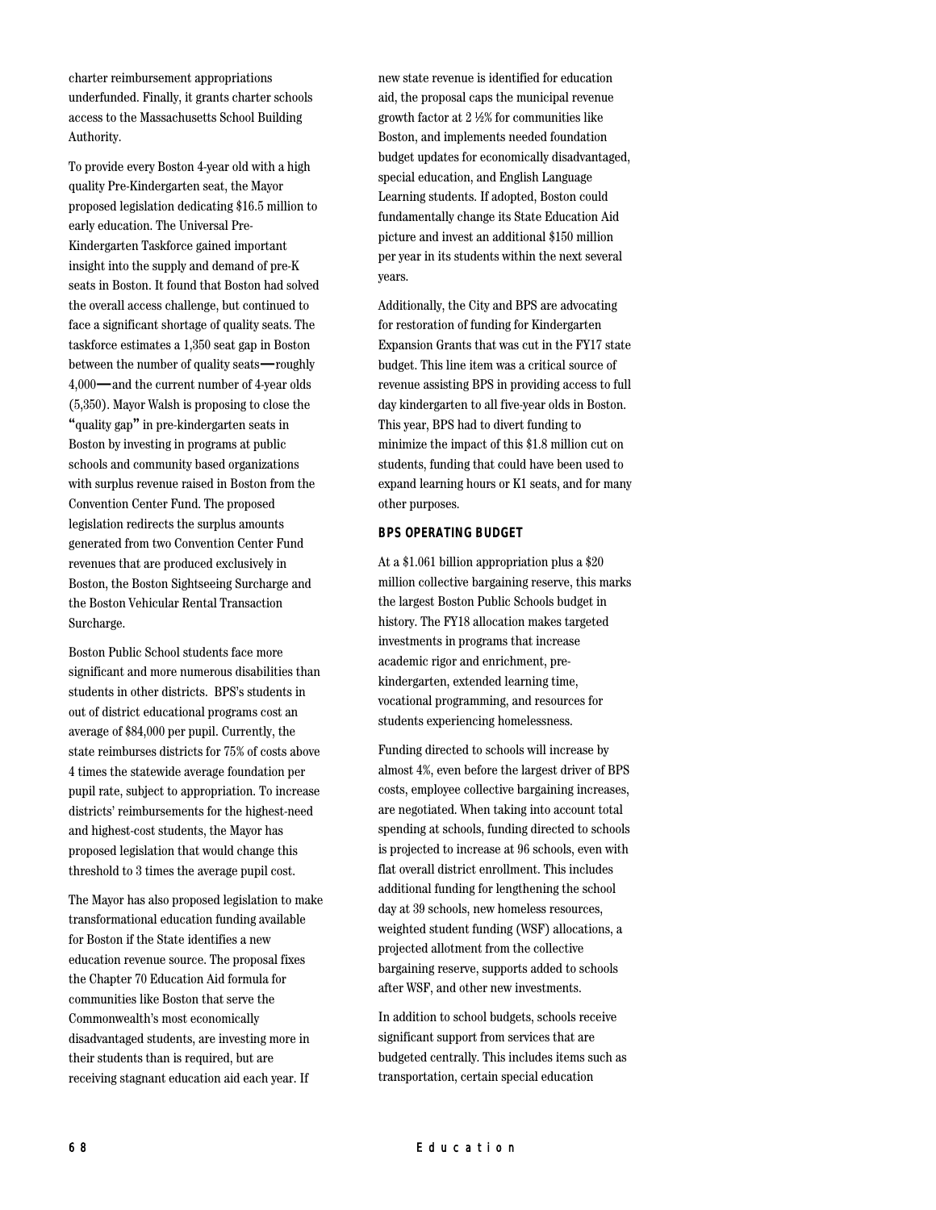charter reimbursement appropriations underfunded. Finally, it grants charter schools access to the Massachusetts School Building Authority.

To provide every Boston 4-year old with a high quality Pre-Kindergarten seat, the Mayor proposed legislation dedicating $16.5 million to early education. The Universal Pre-Kindergarten Taskforce gained important insight into the supply and demand of pre-K seats in Boston. It found that Boston had solved the overall access challenge, but continued to face a significant shortage of quality seats. The taskforce estimates a 1,350 seat gap in Boston between the number of quality seats—roughly 4,000—and the current number of 4-year olds (5,350). Mayor Walsh is proposing to close the "quality gap" in pre-kindergarten seats in Boston by investing in programs at public schools and community based organizations with surplus revenue raised in Boston from the Convention Center Fund. The proposed legislation redirects the surplus amounts generated from two Convention Center Fund revenues that are produced exclusively in Boston, the Boston Sightseeing Surcharge and the Boston Vehicular Rental Transaction Surcharge.

Boston Public School students face more significant and more numerous disabilities than students in other districts. BPS's students in out of district educational programs cost an average of $84,000 per pupil. Currently, the state reimburses districts for 75% of costs above 4 times the statewide average foundation per pupil rate, subject to appropriation. To increase districts' reimbursements for the highest-need and highest-cost students, the Mayor has proposed legislation that would change this threshold to 3 times the average pupil cost.

The Mayor has also proposed legislation to make transformational education funding available for Boston if the State identifies a new education revenue source. The proposal fixes the Chapter 70 Education Aid formula for communities like Boston that serve the Commonwealth's most economically disadvantaged students, are investing more in their students than is required, but are receiving stagnant education aid each year. If new state revenue is identified for education aid, the proposal caps the municipal revenue growth factor at 2 ½% for communities like Boston, and implements needed foundation budget updates for economically disadvantaged, special education, and English Language Learning students. If adopted, Boston could fundamentally change its State Education Aid picture and invest an additional $150 million per year in its students within the next several years.

Additionally, the City and BPS are advocating for restoration of funding for Kindergarten Expansion Grants that was cut in the FY17 state budget. This line item was a critical source of revenue assisting BPS in providing access to full day kindergarten to all five-year olds in Boston. This year, BPS had to divert funding to minimize the impact of this $1.8 million cut on students, funding that could have been used to expand learning hours or K1 seats, and for many other purposes.

### BPS OPERATING BUDGET

At a $1.061 billion appropriation plus a $20 million collective bargaining reserve, this marks the largest Boston Public Schools budget in history. The FY18 allocation makes targeted investments in programs that increase academic rigor and enrichment, pre-kindergarten, extended learning time, vocational programming, and resources for students experiencing homelessness.

Funding directed to schools will increase by almost 4%, even before the largest driver of BPS costs, employee collective bargaining increases, are negotiated. When taking into account total spending at schools, funding directed to schools is projected to increase at 96 schools, even with flat overall district enrollment. This includes additional funding for lengthening the school day at 39 schools, new homeless resources, weighted student funding (WSF) allocations, a projected allotment from the collective bargaining reserve, supports added to schools after WSF, and other new investments.

In addition to school budgets, schools receive significant support from services that are budgeted centrally. This includes items such as transportation, certain special education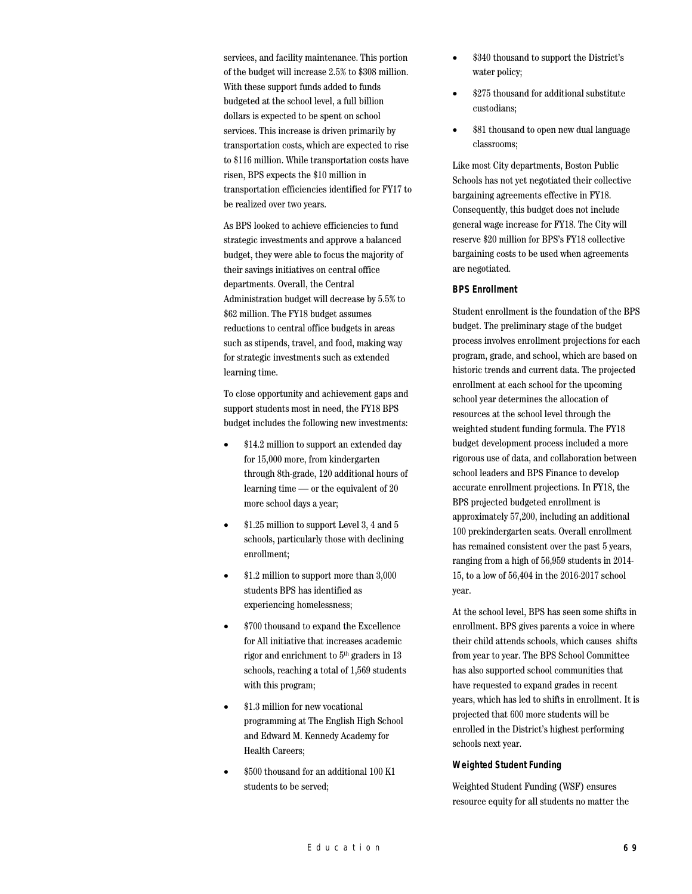services, and facility maintenance. This portion of the budget will increase 2.5% to $308 million. With these support funds added to funds budgeted at the school level, a full billion dollars is expected to be spent on school services. This increase is driven primarily by transportation costs, which are expected to rise to $116 million. While transportation costs have risen, BPS expects the $10 million in transportation efficiencies identified for FY17 to be realized over two years.

As BPS looked to achieve efficiencies to fund strategic investments and approve a balanced budget, they were able to focus the majority of their savings initiatives on central office departments. Overall, the Central Administration budget will decrease by 5.5% to $62 million. The FY18 budget assumes reductions to central office budgets in areas such as stipends, travel, and food, making way for strategic investments such as extended learning time.

To close opportunity and achievement gaps and support students most in need, the FY18 BPS budget includes the following new investments:

- $14.2 million to support an extended day for 15,000 more, from kindergarten through 8th-grade, 120 additional hours of learning time — or the equivalent of 20 more school days a year;
- $1.25 million to support Level 3, 4 and 5 schools, particularly those with declining enrollment;
- $1.2 million to support more than 3,000 students BPS has identified as experiencing homelessness;
- $700 thousand to expand the Excellence for All initiative that increases academic rigor and enrichment to 5th graders in 13 schools, reaching a total of 1,569 students with this program;
- $1.3 million for new vocational programming at The English High School and Edward M. Kennedy Academy for Health Careers;
- $500 thousand for an additional 100 K1 students to be served;
- $340 thousand to support the District's water policy;
- $275 thousand for additional substitute custodians;
- $81 thousand to open new dual language classrooms;

Like most City departments, Boston Public Schools has not yet negotiated their collective bargaining agreements effective in FY18. Consequently, this budget does not include general wage increase for FY18. The City will reserve $20 million for BPS's FY18 collective bargaining costs to be used when agreements are negotiated.

**BPS Enrollment**

Student enrollment is the foundation of the BPS budget. The preliminary stage of the budget process involves enrollment projections for each program, grade, and school, which are based on historic trends and current data. The projected enrollment at each school for the upcoming school year determines the allocation of resources at the school level through the weighted student funding formula. The FY18 budget development process included a more rigorous use of data, and collaboration between school leaders and BPS Finance to develop accurate enrollment projections. In FY18, the BPS projected budgeted enrollment is approximately 57,200, including an additional 100 prekindergarten seats. Overall enrollment has remained consistent over the past 5 years, ranging from a high of 56,959 students in 2014-15, to a low of 56,404 in the 2016-2017 school year.

At the school level, BPS has seen some shifts in enrollment. BPS gives parents a voice in where their child attends schools, which causes shifts from year to year. The BPS School Committee has also supported school communities that have requested to expand grades in recent years, which has led to shifts in enrollment. It is projected that 600 more students will be enrolled in the District's highest performing schools next year.

**Weighted Student Funding**

Weighted Student Funding (WSF) ensures resource equity for all students no matter the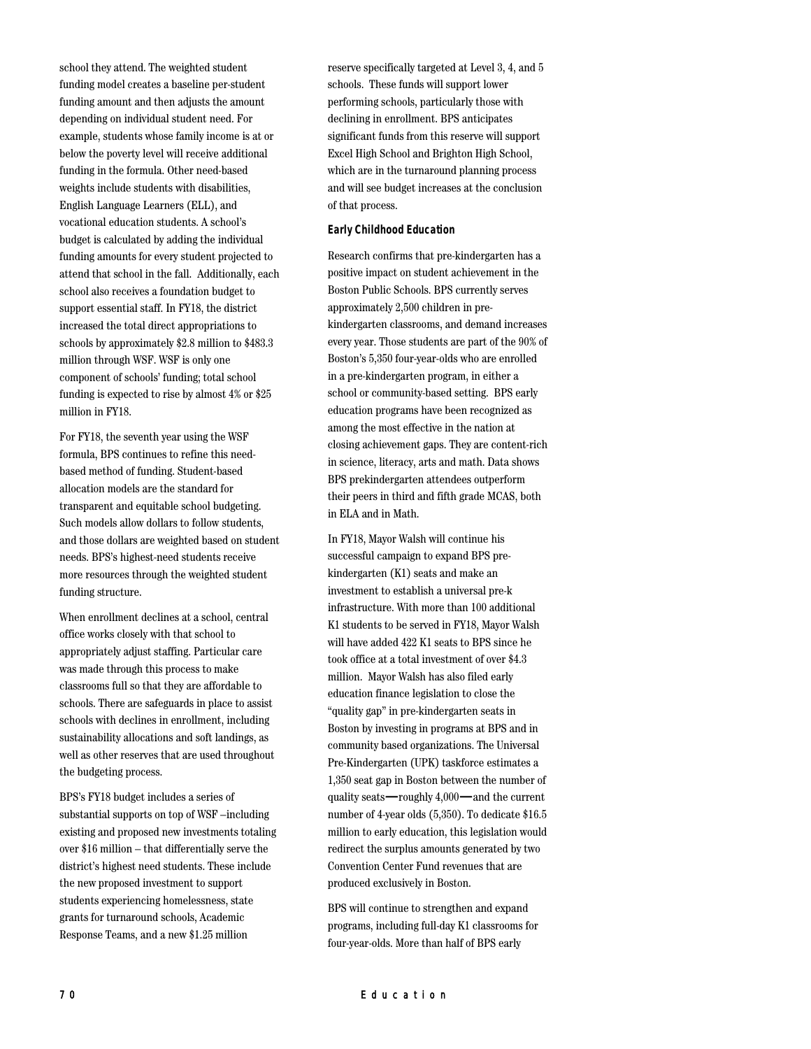school they attend. The weighted student funding model creates a baseline per-student funding amount and then adjusts the amount depending on individual student need. For example, students whose family income is at or below the poverty level will receive additional funding in the formula. Other need-based weights include students with disabilities, English Language Learners (ELL), and vocational education students. A school's budget is calculated by adding the individual funding amounts for every student projected to attend that school in the fall. Additionally, each school also receives a foundation budget to support essential staff. In FY18, the district increased the total direct appropriations to schools by approximately $2.8 million to $483.3 million through WSF. WSF is only one component of schools' funding; total school funding is expected to rise by almost 4% or $25 million in FY18.

For FY18, the seventh year using the WSF formula, BPS continues to refine this need-based method of funding. Student-based allocation models are the standard for transparent and equitable school budgeting. Such models allow dollars to follow students, and those dollars are weighted based on student needs. BPS's highest-need students receive more resources through the weighted student funding structure.

When enrollment declines at a school, central office works closely with that school to appropriately adjust staffing. Particular care was made through this process to make classrooms full so that they are affordable to schools. There are safeguards in place to assist schools with declines in enrollment, including sustainability allocations and soft landings, as well as other reserves that are used throughout the budgeting process.

BPS's FY18 budget includes a series of substantial supports on top of WSF –including existing and proposed new investments totaling over $16 million – that differentially serve the district's highest need students. These include the new proposed investment to support students experiencing homelessness, state grants for turnaround schools, Academic Response Teams, and a new $1.25 million reserve specifically targeted at Level 3, 4, and 5 schools. These funds will support lower performing schools, particularly those with declining in enrollment. BPS anticipates significant funds from this reserve will support Excel High School and Brighton High School, which are in the turnaround planning process and will see budget increases at the conclusion of that process.

### Early Childhood Education

Research confirms that pre-kindergarten has a positive impact on student achievement in the Boston Public Schools. BPS currently serves approximately 2,500 children in pre-kindergarten classrooms, and demand increases every year. Those students are part of the 90% of Boston's 5,350 four-year-olds who are enrolled in a pre-kindergarten program, in either a school or community-based setting. BPS early education programs have been recognized as among the most effective in the nation at closing achievement gaps. They are content-rich in science, literacy, arts and math. Data shows BPS prekindergarten attendees outperform their peers in third and fifth grade MCAS, both in ELA and in Math.

In FY18, Mayor Walsh will continue his successful campaign to expand BPS pre-kindergarten (K1) seats and make an investment to establish a universal pre-k infrastructure. With more than 100 additional K1 students to be served in FY18, Mayor Walsh will have added 422 K1 seats to BPS since he took office at a total investment of over $4.3 million. Mayor Walsh has also filed early education finance legislation to close the "quality gap" in pre-kindergarten seats in Boston by investing in programs at BPS and in community based organizations. The Universal Pre-Kindergarten (UPK) taskforce estimates a 1,350 seat gap in Boston between the number of quality seats—roughly 4,000—and the current number of 4-year olds (5,350). To dedicate $16.5 million to early education, this legislation would redirect the surplus amounts generated by two Convention Center Fund revenues that are produced exclusively in Boston.

BPS will continue to strengthen and expand programs, including full-day K1 classrooms for four-year-olds. More than half of BPS early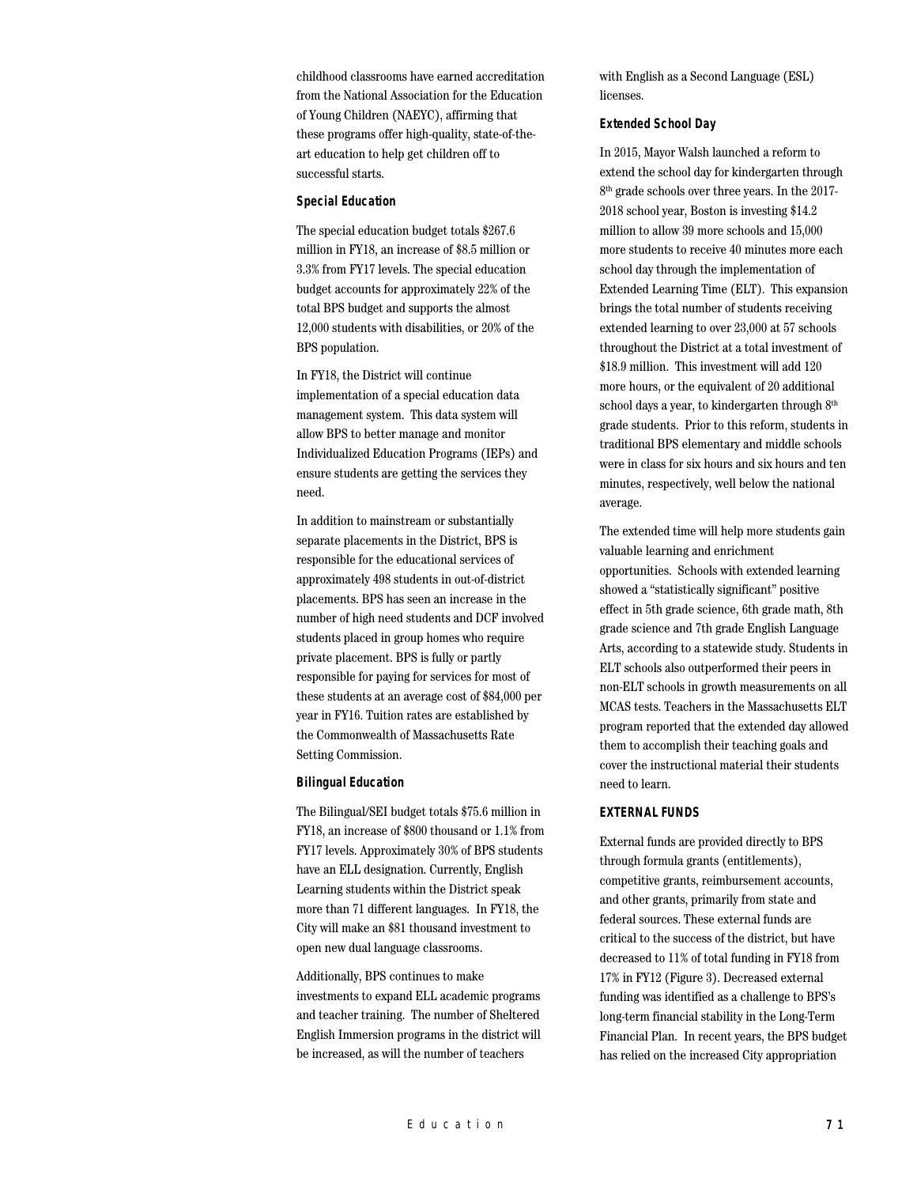childhood classrooms have earned accreditation from the National Association for the Education of Young Children (NAEYC), affirming that these programs offer high-quality, state-of-the-art education to help get children off to successful starts.

### Special Education

The special education budget totals $267.6 million in FY18, an increase of $8.5 million or 3.3% from FY17 levels. The special education budget accounts for approximately 22% of the total BPS budget and supports the almost 12,000 students with disabilities, or 20% of the BPS population.

In FY18, the District will continue implementation of a special education data management system. This data system will allow BPS to better manage and monitor Individualized Education Programs (IEPs) and ensure students are getting the services they need.

In addition to mainstream or substantially separate placements in the District, BPS is responsible for the educational services of approximately 498 students in out-of-district placements. BPS has seen an increase in the number of high need students and DCF involved students placed in group homes who require private placement. BPS is fully or partly responsible for paying for services for most of these students at an average cost of $84,000 per year in FY16. Tuition rates are established by the Commonwealth of Massachusetts Rate Setting Commission.

### Bilingual Education

The Bilingual/SEI budget totals $75.6 million in FY18, an increase of $800 thousand or 1.1% from FY17 levels. Approximately 30% of BPS students have an ELL designation. Currently, English Learning students within the District speak more than 71 different languages. In FY18, the City will make an $81 thousand investment to open new dual language classrooms.

Additionally, BPS continues to make investments to expand ELL academic programs and teacher training. The number of Sheltered English Immersion programs in the district will be increased, as will the number of teachers with English as a Second Language (ESL) licenses.

### Extended School Day

In 2015, Mayor Walsh launched a reform to extend the school day for kindergarten through 8th grade schools over three years. In the 2017-2018 school year, Boston is investing $14.2 million to allow 39 more schools and 15,000 more students to receive 40 minutes more each school day through the implementation of Extended Learning Time (ELT). This expansion brings the total number of students receiving extended learning to over 23,000 at 57 schools throughout the District at a total investment of $18.9 million. This investment will add 120 more hours, or the equivalent of 20 additional school days a year, to kindergarten through 8th grade students. Prior to this reform, students in traditional BPS elementary and middle schools were in class for six hours and six hours and ten minutes, respectively, well below the national average.

The extended time will help more students gain valuable learning and enrichment opportunities. Schools with extended learning showed a "statistically significant" positive effect in 5th grade science, 6th grade math, 8th grade science and 7th grade English Language Arts, according to a statewide study. Students in ELT schools also outperformed their peers in non-ELT schools in growth measurements on all MCAS tests. Teachers in the Massachusetts ELT program reported that the extended day allowed them to accomplish their teaching goals and cover the instructional material their students need to learn.

## EXTERNAL FUNDS

External funds are provided directly to BPS through formula grants (entitlements), competitive grants, reimbursement accounts, and other grants, primarily from state and federal sources. These external funds are critical to the success of the district, but have decreased to 11% of total funding in FY18 from 17% in FY12 (Figure 3). Decreased external funding was identified as a challenge to BPS's long-term financial stability in the Long-Term Financial Plan. In recent years, the BPS budget has relied on the increased City appropriation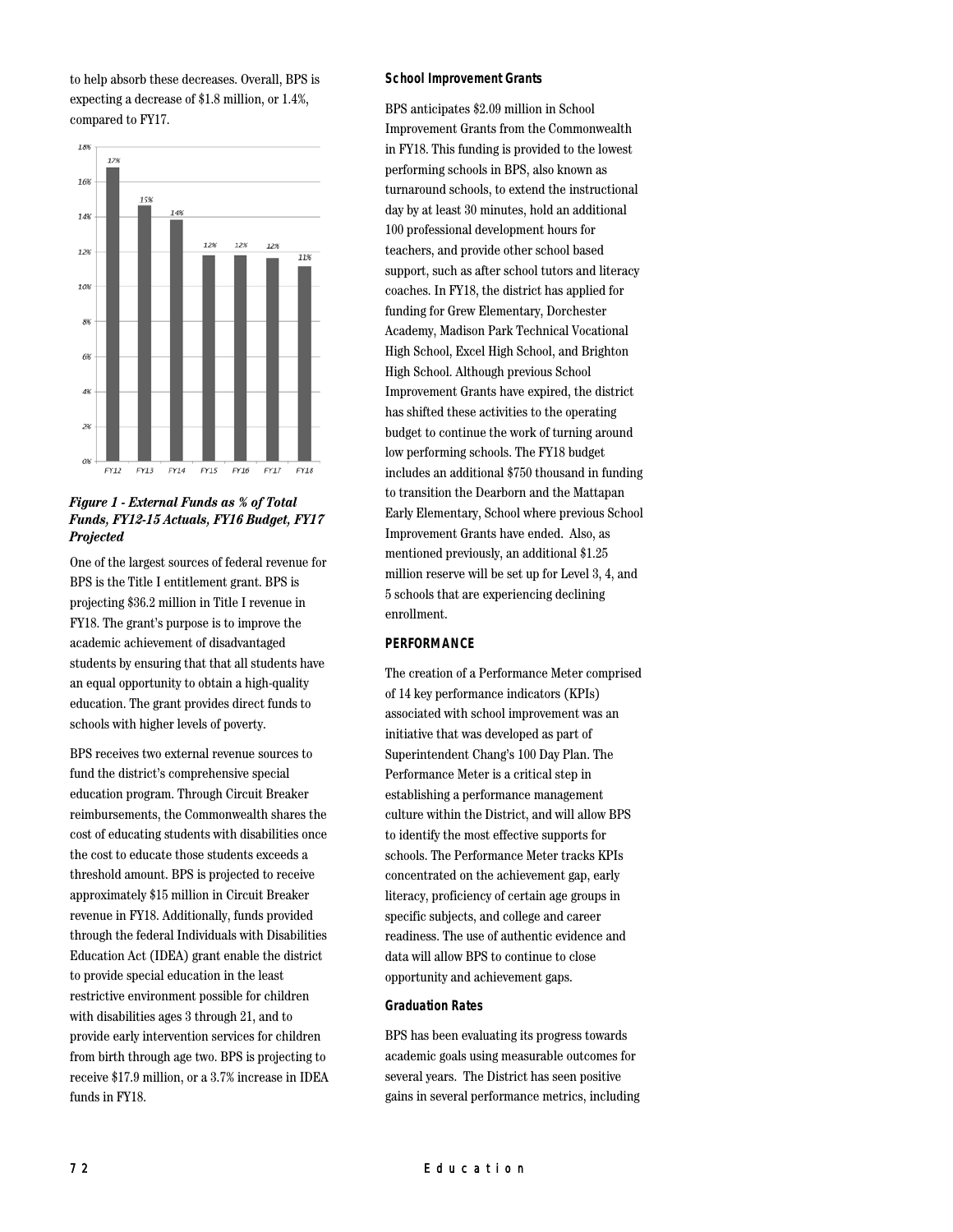to help absorb these decreases. Overall, BPS is expecting a decrease of $1.8 million, or 1.4%, compared to FY17.

***Figure 1 - External Funds as % of Total Funds, FY12-15 Actuals, FY16 Budget, FY17 Projected***

One of the largest sources of federal revenue for BPS is the Title I entitlement grant. BPS is projecting $36.2 million in Title I revenue in FY18. The grant's purpose is to improve the academic achievement of disadvantaged students by ensuring that that all students have an equal opportunity to obtain a high-quality education. The grant provides direct funds to schools with higher levels of poverty.

BPS receives two external revenue sources to fund the district's comprehensive special education program. Through Circuit Breaker reimbursements, the Commonwealth shares the cost of educating students with disabilities once the cost to educate those students exceeds a threshold amount. BPS is projected to receive approximately $15 million in Circuit Breaker revenue in FY18. Additionally, funds provided through the federal Individuals with Disabilities Education Act (IDEA) grant enable the district to provide special education in the least restrictive environment possible for children with disabilities ages 3 through 21, and to provide early intervention services for children from birth through age two. BPS is projecting to receive $17.9 million, or a 3.7% increase in IDEA funds in FY18.

### School Improvement Grants

BPS anticipates $2.09 million in School Improvement Grants from the Commonwealth in FY18. This funding is provided to the lowest performing schools in BPS, also known as turnaround schools, to extend the instructional day by at least 30 minutes, hold an additional 100 professional development hours for teachers, and provide other school based support, such as after school tutors and literacy coaches. In FY18, the district has applied for funding for Grew Elementary, Dorchester Academy, Madison Park Technical Vocational High School, Excel High School, and Brighton High School. Although previous School Improvement Grants have expired, the district has shifted these activities to the operating budget to continue the work of turning around low performing schools. The FY18 budget includes an additional $750 thousand in funding to transition the Dearborn and the Mattapan Early Elementary, School where previous School Improvement Grants have ended. Also, as mentioned previously, an additional $1.25 million reserve will be set up for Level 3, 4, and 5 schools that are experiencing declining enrollment.

## PERFORMANCE

The creation of a Performance Meter comprised of 14 key performance indicators (KPIs) associated with school improvement was an initiative that was developed as part of Superintendent Chang's 100 Day Plan. The Performance Meter is a critical step in establishing a performance management culture within the District, and will allow BPS to identify the most effective supports for schools. The Performance Meter tracks KPIs concentrated on the achievement gap, early literacy, proficiency of certain age groups in specific subjects, and college and career readiness. The use of authentic evidence and data will allow BPS to continue to close opportunity and achievement gaps.

### Graduation Rates

BPS has been evaluating its progress towards academic goals using measurable outcomes for several years. The District has seen positive gains in several performance metrics, including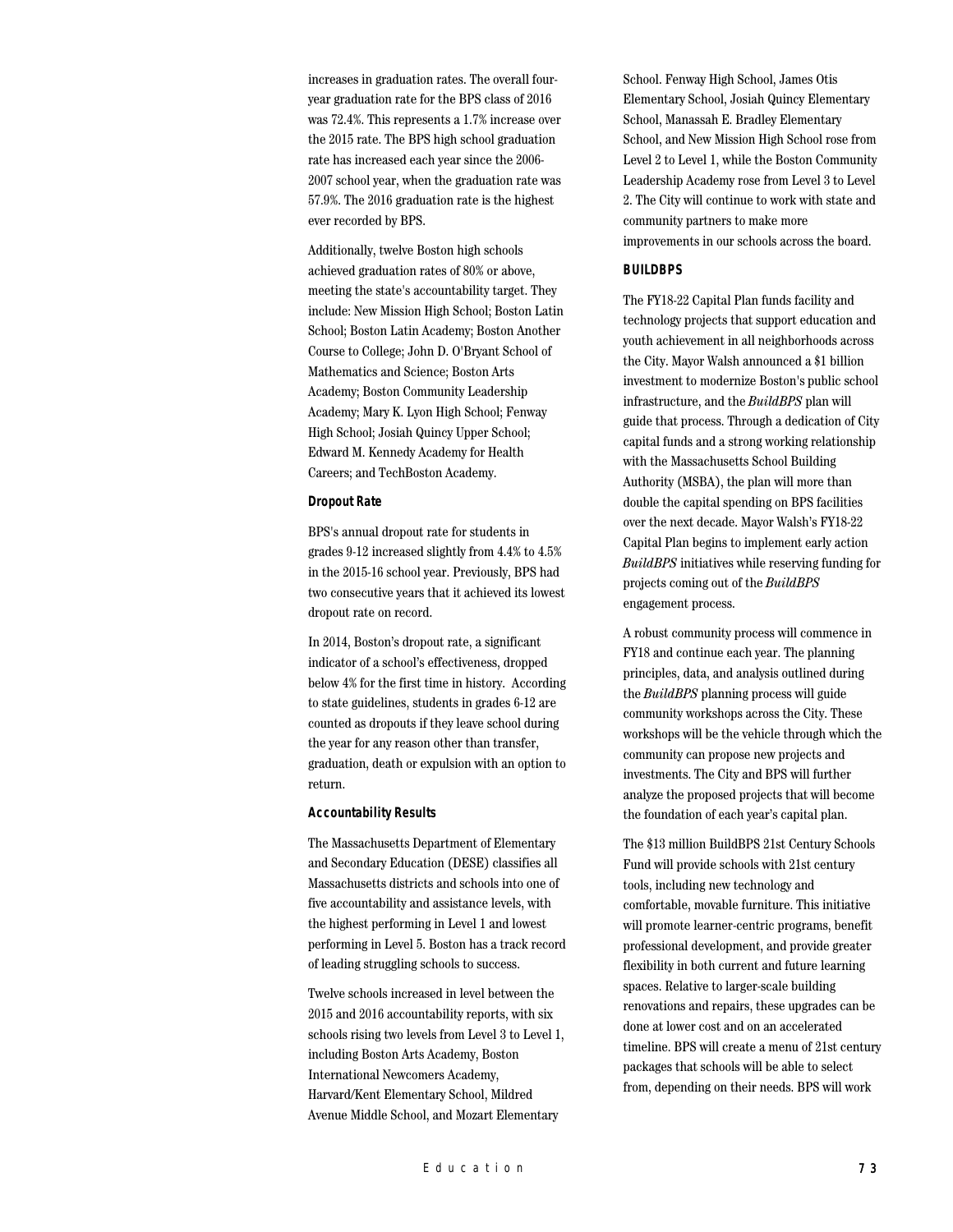increases in graduation rates. The overall four-year graduation rate for the BPS class of 2016 was 72.4%. This represents a 1.7% increase over the 2015 rate. The BPS high school graduation rate has increased each year since the 2006-2007 school year, when the graduation rate was 57.9%. The 2016 graduation rate is the highest ever recorded by BPS.

Additionally, twelve Boston high schools achieved graduation rates of 80% or above, meeting the state's accountability target. They include: New Mission High School; Boston Latin School; Boston Latin Academy; Boston Another Course to College; John D. O'Bryant School of Mathematics and Science; Boston Arts Academy; Boston Community Leadership Academy; Mary K. Lyon High School; Fenway High School; Josiah Quincy Upper School; Edward M. Kennedy Academy for Health Careers; and TechBoston Academy.

**Dropout Rate**

BPS's annual dropout rate for students in grades 9-12 increased slightly from 4.4% to 4.5% in the 2015-16 school year. Previously, BPS had two consecutive years that it achieved its lowest dropout rate on record.

In 2014, Boston's dropout rate, a significant indicator of a school's effectiveness, dropped below 4% for the first time in history. According to state guidelines, students in grades 6-12 are counted as dropouts if they leave school during the year for any reason other than transfer, graduation, death or expulsion with an option to return.

**Accountability Results**

The Massachusetts Department of Elementary and Secondary Education (DESE) classifies all Massachusetts districts and schools into one of five accountability and assistance levels, with the highest performing in Level 1 and lowest performing in Level 5. Boston has a track record of leading struggling schools to success.

Twelve schools increased in level between the 2015 and 2016 accountability reports, with six schools rising two levels from Level 3 to Level 1, including Boston Arts Academy, Boston International Newcomers Academy, Harvard/Kent Elementary School, Mildred Avenue Middle School, and Mozart Elementary School. Fenway High School, James Otis Elementary School, Josiah Quincy Elementary School, Manassah E. Bradley Elementary School, and New Mission High School rose from Level 2 to Level 1, while the Boston Community Leadership Academy rose from Level 3 to Level 2. The City will continue to work with state and community partners to make more improvements in our schools across the board.

**BUILDBPS**

The FY18-22 Capital Plan funds facility and technology projects that support education and youth achievement in all neighborhoods across the City. Mayor Walsh announced a $1 billion investment to modernize Boston's public school infrastructure, and the *BuildBPS* plan will guide that process. Through a dedication of City capital funds and a strong working relationship with the Massachusetts School Building Authority (MSBA), the plan will more than double the capital spending on BPS facilities over the next decade. Mayor Walsh's FY18-22 Capital Plan begins to implement early action *BuildBPS* initiatives while reserving funding for projects coming out of the *BuildBPS* engagement process.

A robust community process will commence in FY18 and continue each year. The planning principles, data, and analysis outlined during the *BuildBPS* planning process will guide community workshops across the City. These workshops will be the vehicle through which the community can propose new projects and investments. The City and BPS will further analyze the proposed projects that will become the foundation of each year's capital plan.

The $13 million BuildBPS 21st Century Schools Fund will provide schools with 21st century tools, including new technology and comfortable, movable furniture. This initiative will promote learner-centric programs, benefit professional development, and provide greater flexibility in both current and future learning spaces. Relative to larger-scale building renovations and repairs, these upgrades can be done at lower cost and on an accelerated timeline. BPS will create a menu of 21st century packages that schools will be able to select from, depending on their needs. BPS will work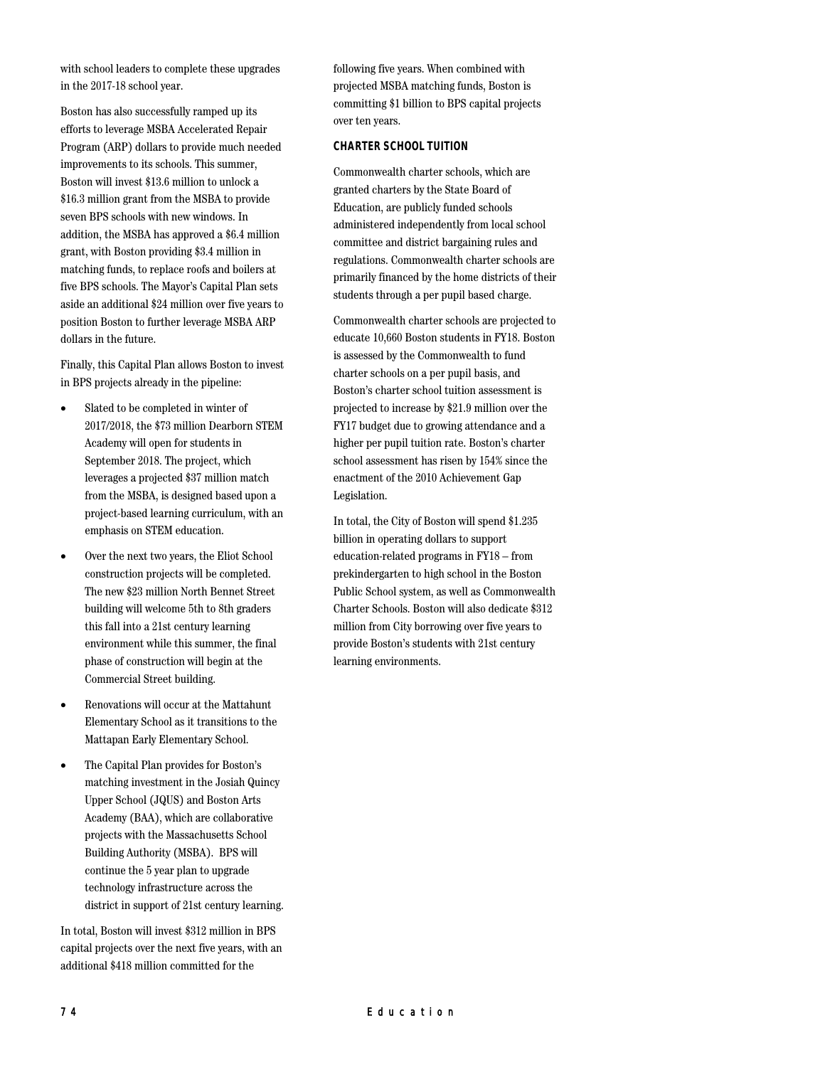with school leaders to complete these upgrades in the 2017-18 school year.

Boston has also successfully ramped up its efforts to leverage MSBA Accelerated Repair Program (ARP) dollars to provide much needed improvements to its schools. This summer, Boston will invest $13.6 million to unlock a $16.3 million grant from the MSBA to provide seven BPS schools with new windows. In addition, the MSBA has approved a $6.4 million grant, with Boston providing $3.4 million in matching funds, to replace roofs and boilers at five BPS schools. The Mayor's Capital Plan sets aside an additional $24 million over five years to position Boston to further leverage MSBA ARP dollars in the future.

Finally, this Capital Plan allows Boston to invest in BPS projects already in the pipeline:

- Slated to be completed in winter of 2017/2018, the $73 million Dearborn STEM Academy will open for students in September 2018. The project, which leverages a projected $37 million match from the MSBA, is designed based upon a project-based learning curriculum, with an emphasis on STEM education.
- Over the next two years, the Eliot School construction projects will be completed. The new $23 million North Bennet Street building will welcome 5th to 8th graders this fall into a 21st century learning environment while this summer, the final phase of construction will begin at the Commercial Street building.
- Renovations will occur at the Mattahunt Elementary School as it transitions to the Mattapan Early Elementary School.
- The Capital Plan provides for Boston's matching investment in the Josiah Quincy Upper School (JQUS) and Boston Arts Academy (BAA), which are collaborative projects with the Massachusetts School Building Authority (MSBA). BPS will continue the 5 year plan to upgrade technology infrastructure across the district in support of 21st century learning.

In total, Boston will invest $312 million in BPS capital projects over the next five years, with an additional $418 million committed for the following five years. When combined with projected MSBA matching funds, Boston is committing $1 billion to BPS capital projects over ten years.

### CHARTER SCHOOL TUITION

Commonwealth charter schools, which are granted charters by the State Board of Education, are publicly funded schools administered independently from local school committee and district bargaining rules and regulations. Commonwealth charter schools are primarily financed by the home districts of their students through a per pupil based charge.

Commonwealth charter schools are projected to educate 10,660 Boston students in FY18. Boston is assessed by the Commonwealth to fund charter schools on a per pupil basis, and Boston's charter school tuition assessment is projected to increase by $21.9 million over the FY17 budget due to growing attendance and a higher per pupil tuition rate. Boston's charter school assessment has risen by 154% since the enactment of the 2010 Achievement Gap Legislation.

In total, the City of Boston will spend $1.235 billion in operating dollars to support education-related programs in FY18 – from prekindergarten to high school in the Boston Public School system, as well as Commonwealth Charter Schools. Boston will also dedicate $312 million from City borrowing over five years to provide Boston's students with 21st century learning environments.